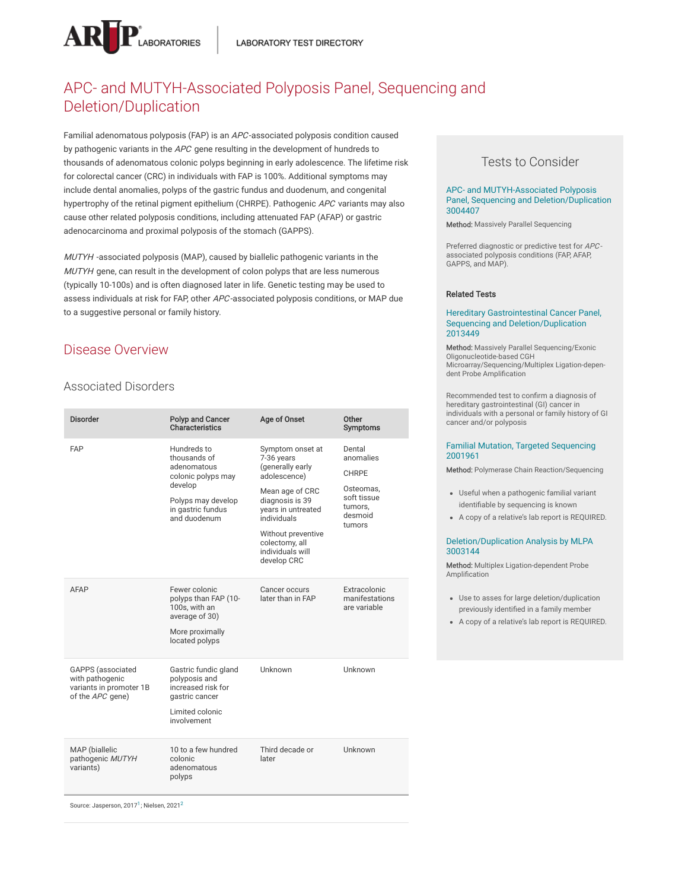# APC- and MUTYH-Associated Polyposis Panel, Sequencing and Deletion/Duplication

Familial adenomatous polyposis (FAP) is an *APC*-associated polyposis condition caused by pathogenic variants in the *APC* gene resulting in the development of hundreds to thousands of adenomatous colonic polyps beginning in early adolescence. The lifetime risk for colorectal cancer (CRC) in individuals with FAP is 100%. Additional symptoms may include dental anomalies, polyps of the gastric fundus and duodenum, and congenital hypertrophy of the retinal pigment epithelium (CHRPE). Pathogenic *APC* variants may also cause other related polyposis conditions, including attenuated FAP (AFAP) or gastric adenocarcinoma and proximal polyposis of the stomach (GAPPS).

*MUTYH* -associated polyposis (MAP), caused by biallelic pathogenic variants in the *MUTYH* gene, can result in the development of colon polyps that are less numerous (typically 10-100s) and is often diagnosed later in life. Genetic testing may be used to assess individuals at risk for FAP, other *APC*-associated polyposis conditions, or MAP due to a suggestive personal or family history.

## Disease Overview

### Associated Disorders

| Disorder | Polyp and Cancer Characteristics | Age of Onset | Other Symptoms |
|---|---|---|---|
| FAP | Hundreds to thousands of adenomatous colonic polyps may develop<br><br>Polyps may develop in gastric fundus and duodenum | Symptom onset at 7-36 years (generally early adolescence)<br><br>Mean age of CRC diagnosis is 39 years in untreated individuals<br><br>Without preventive colectomy, all individuals will develop CRC | Dental anomalies<br><br>CHRPE<br><br>Osteomas, soft tissue tumors, desmoid tumors |
| AFAP | Fewer colonic polyps than FAP (10-100s, with an average of 30)<br><br>More proximally located polyps | Cancer occurs later than in FAP | Extracolonic manifestations are variable |
| GAPPS (associated with pathogenic variants in promoter 1B of the *APC* gene) | Gastric fundic gland polyposis and increased risk for gastric cancer<br><br>Limited colonic involvement | Unknown | Unknown |
| MAP (biallelic pathogenic *MUTYH* variants) | 10 to a few hundred colonic adenomatous polyps | Third decade or later | Unknown |

Source: Jasperson, 2017[1]; Nielsen, 2021[2]

## Tests to Consider

**APC- and MUTYH-Associated Polyposis Panel, Sequencing and Deletion/Duplication 3004407**

**Method:** Massively Parallel Sequencing

Preferred diagnostic or predictive test for *APC*-associated polyposis conditions (FAP, AFAP, GAPPS, and MAP).

### Related Tests

**Hereditary Gastrointestinal Cancer Panel, Sequencing and Deletion/Duplication 2013449**

**Method:** Massively Parallel Sequencing/Exonic Oligonucleotide-based CGH Microarray/Sequencing/Multiplex Ligation-dependent Probe Amplification

Recommended test to confirm a diagnosis of hereditary gastrointestinal (GI) cancer in individuals with a personal or family history of GI cancer and/or polyposis

**Familial Mutation, Targeted Sequencing 2001961**

**Method:** Polymerase Chain Reaction/Sequencing

- Useful when a pathogenic familial variant identifiable by sequencing is known
- A copy of a relative's lab report is REQUIRED.

**Deletion/Duplication Analysis by MLPA 3003144**

**Method:** Multiplex Ligation-dependent Probe Amplification

- Use to asses for large deletion/duplication previously identified in a family member
- A copy of a relative's lab report is REQUIRED.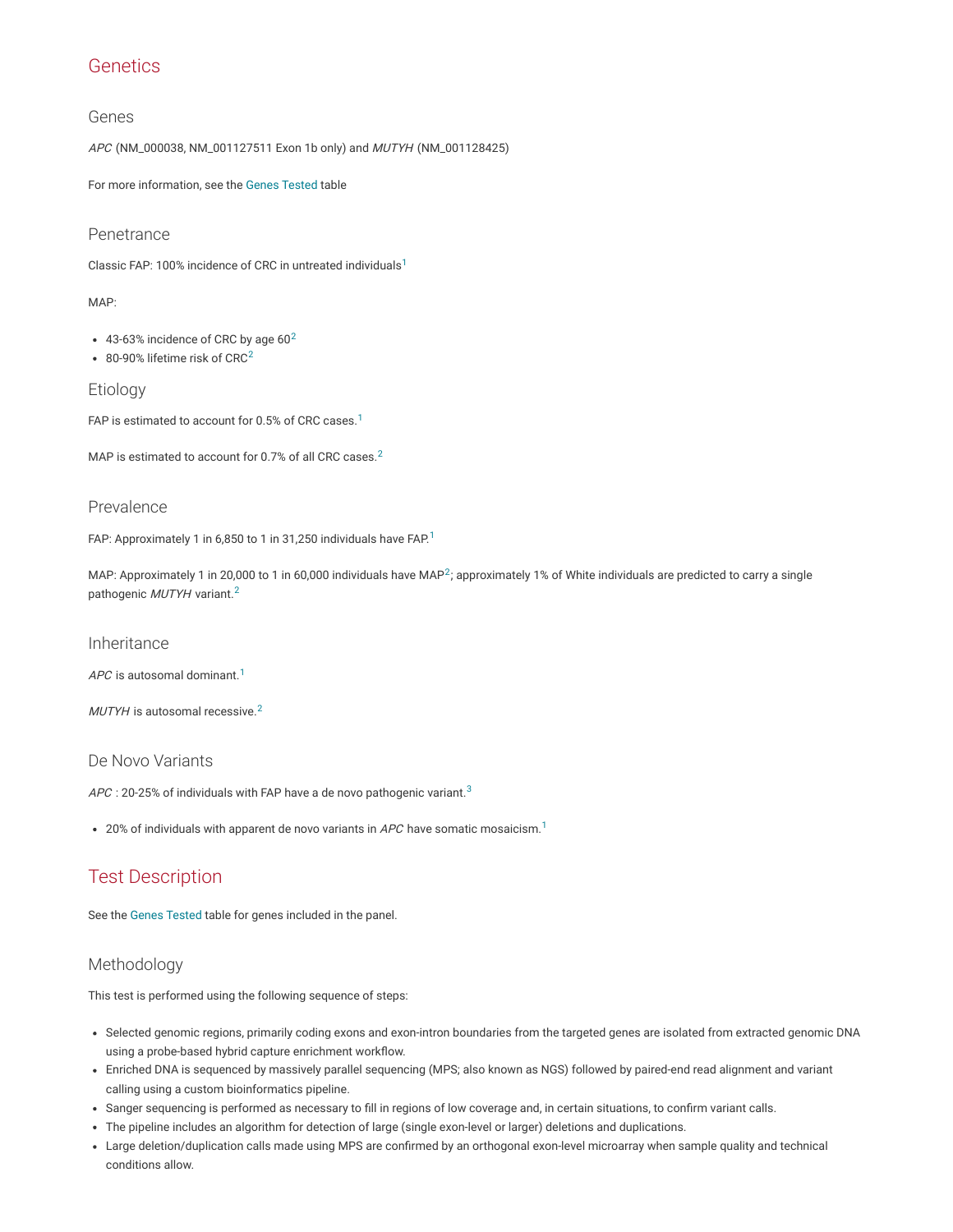# Genetics

## Genes

*APC* (NM_000038, NM_001127511 Exon 1b only) and *MUTYH* (NM_001128425)

For more information, see the Genes Tested table

## Penetrance

Classic FAP: 100% incidence of CRC in untreated individuals[1]

MAP:

- 43-63% incidence of CRC by age 60[2]
- 80-90% lifetime risk of CRC[2]

## Etiology

FAP is estimated to account for 0.5% of CRC cases.[1]

MAP is estimated to account for 0.7% of all CRC cases.[2]

## Prevalence

FAP: Approximately 1 in 6,850 to 1 in 31,250 individuals have FAP.[1]

MAP: Approximately 1 in 20,000 to 1 in 60,000 individuals have MAP[2]; approximately 1% of White individuals are predicted to carry a single pathogenic *MUTYH* variant.[2]

## Inheritance

*APC* is autosomal dominant.[1]

*MUTYH* is autosomal recessive.[2]

## De Novo Variants

*APC* : 20-25% of individuals with FAP have a de novo pathogenic variant.[3]

- 20% of individuals with apparent de novo variants in *APC* have somatic mosaicism.[1]

# Test Description

See the Genes Tested table for genes included in the panel.

## Methodology

This test is performed using the following sequence of steps:

- Selected genomic regions, primarily coding exons and exon-intron boundaries from the targeted genes are isolated from extracted genomic DNA using a probe-based hybrid capture enrichment workflow.
- Enriched DNA is sequenced by massively parallel sequencing (MPS; also known as NGS) followed by paired-end read alignment and variant calling using a custom bioinformatics pipeline.
- Sanger sequencing is performed as necessary to fill in regions of low coverage and, in certain situations, to confirm variant calls.
- The pipeline includes an algorithm for detection of large (single exon-level or larger) deletions and duplications.
- Large deletion/duplication calls made using MPS are confirmed by an orthogonal exon-level microarray when sample quality and technical conditions allow.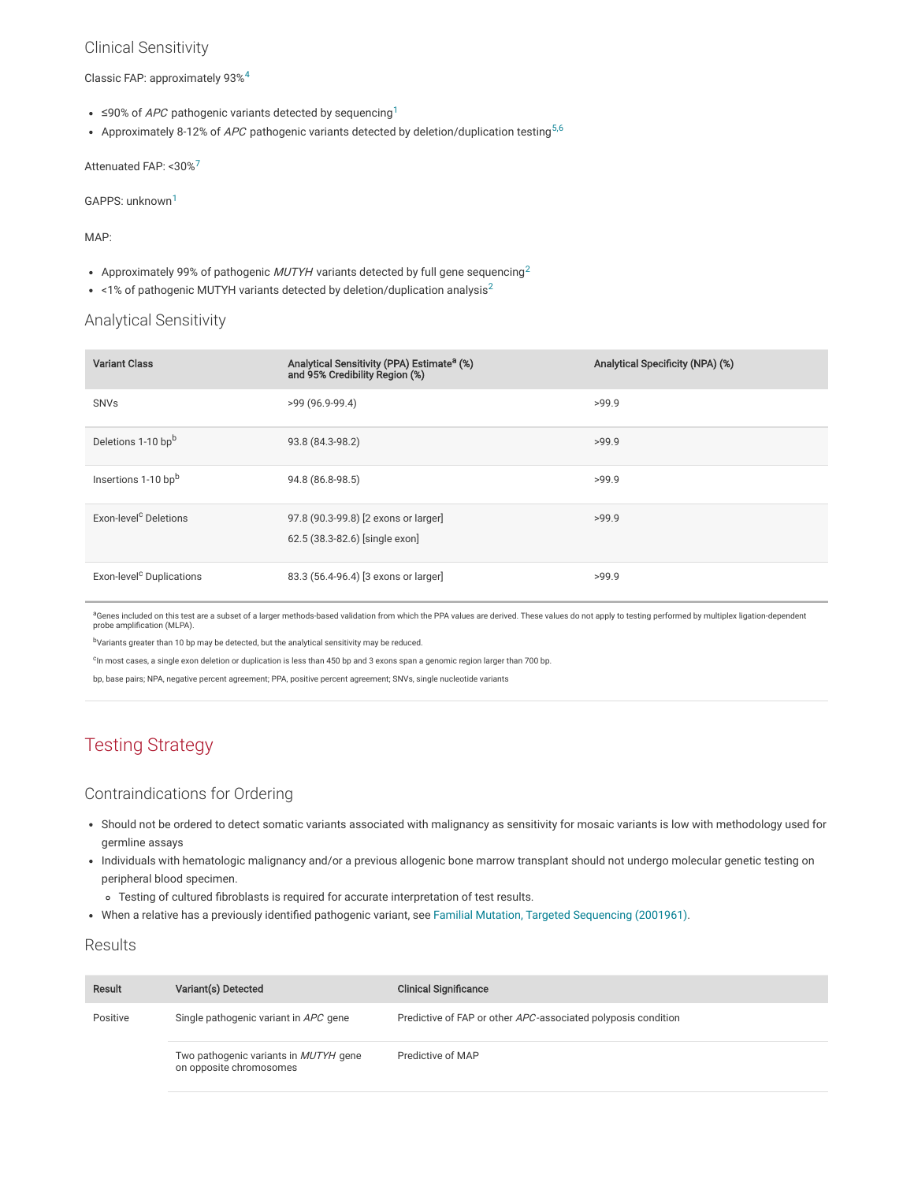### Clinical Sensitivity

Classic FAP: approximately 93%[4]

- ≤90% of *APC* pathogenic variants detected by sequencing[1]
- Approximately 8-12% of *APC* pathogenic variants detected by deletion/duplication testing[5,6]

Attenuated FAP: <30%[7]

GAPPS: unknown[1]

MAP:

- Approximately 99% of pathogenic *MUTYH* variants detected by full gene sequencing[2]
- <1% of pathogenic MUTYH variants detected by deletion/duplication analysis[2]

### Analytical Sensitivity

| Variant Class | Analytical Sensitivity (PPA) Estimate[a] (%) and 95% Credibility Region (%) | Analytical Specificity (NPA) (%) |
|---|---|---|
| SNVs | >99 (96.9-99.4) | >99.9 |
| Deletions 1-10 bp[b] | 93.8 (84.3-98.2) | >99.9 |
| Insertions 1-10 bp[b] | 94.8 (86.8-98.5) | >99.9 |
| Exon-level[c] Deletions | 97.8 (90.3-99.8) [2 exons or larger]<br>62.5 (38.3-82.6) [single exon] | >99.9 |
| Exon-level[c] Duplications | 83.3 (56.4-96.4) [3 exons or larger] | >99.9 |

[a]Genes included on this test are a subset of a larger methods-based validation from which the PPA values are derived. These values do not apply to testing performed by multiplex ligation-dependent probe amplification (MLPA).

[b]Variants greater than 10 bp may be detected, but the analytical sensitivity may be reduced.

[c]In most cases, a single exon deletion or duplication is less than 450 bp and 3 exons span a genomic region larger than 700 bp.

bp, base pairs; NPA, negative percent agreement; PPA, positive percent agreement; SNVs, single nucleotide variants

## Testing Strategy

### Contraindications for Ordering

- Should not be ordered to detect somatic variants associated with malignancy as sensitivity for mosaic variants is low with methodology used for germline assays
- Individuals with hematologic malignancy and/or a previous allogenic bone marrow transplant should not undergo molecular genetic testing on peripheral blood specimen.
  - Testing of cultured fibroblasts is required for accurate interpretation of test results.
- When a relative has a previously identified pathogenic variant, see Familial Mutation, Targeted Sequencing (2001961).

### Results

| Result | Variant(s) Detected | Clinical Significance |
|---|---|---|
| Positive | Single pathogenic variant in *APC* gene | Predictive of FAP or other *APC*-associated polyposis condition |
| | Two pathogenic variants in *MUTYH* gene on opposite chromosomes | Predictive of MAP |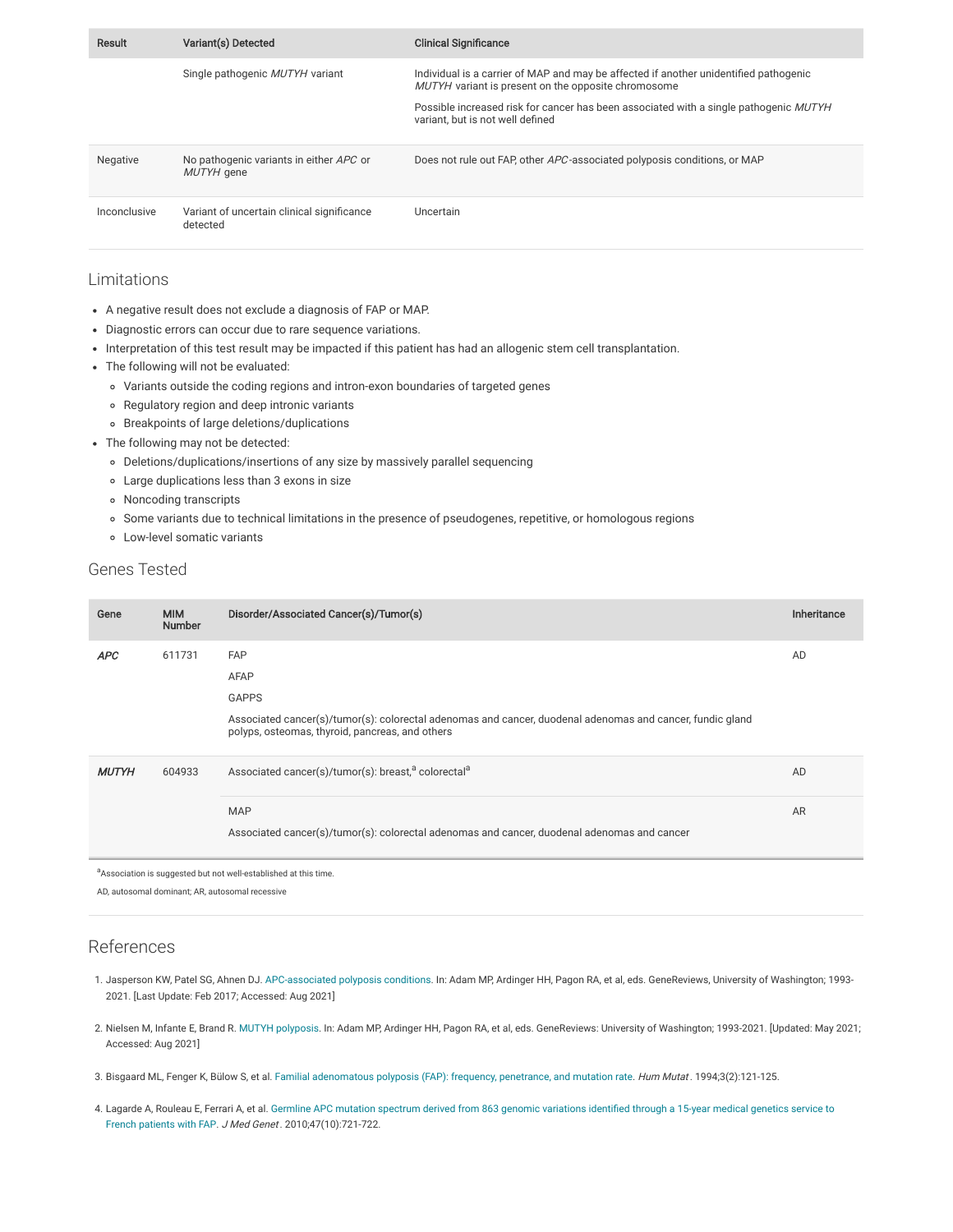| Result | Variant(s) Detected | Clinical Significance |
| --- | --- | --- |
| | Single pathogenic *MUTYH* variant | Individual is a carrier of MAP and may be affected if another unidentified pathogenic *MUTYH* variant is present on the opposite chromosome<br><br>Possible increased risk for cancer has been associated with a single pathogenic *MUTYH* variant, but is not well defined |
| Negative | No pathogenic variants in either *APC* or *MUTYH* gene | Does not rule out FAP, other *APC*-associated polyposis conditions, or MAP |
| Inconclusive | Variant of uncertain clinical significance detected | Uncertain |

## Limitations

- A negative result does not exclude a diagnosis of FAP or MAP.
- Diagnostic errors can occur due to rare sequence variations.
- Interpretation of this test result may be impacted if this patient has had an allogenic stem cell transplantation.
- The following will not be evaluated:
  - Variants outside the coding regions and intron-exon boundaries of targeted genes
  - Regulatory region and deep intronic variants
  - Breakpoints of large deletions/duplications
- The following may not be detected:
  - Deletions/duplications/insertions of any size by massively parallel sequencing
  - Large duplications less than 3 exons in size
  - Noncoding transcripts
  - Some variants due to technical limitations in the presence of pseudogenes, repetitive, or homologous regions
  - Low-level somatic variants

## Genes Tested

| Gene | MIM Number | Disorder/Associated Cancer(s)/Tumor(s) | Inheritance |
| --- | --- | --- | --- |
| ***APC*** | 611731 | FAP<br>AFAP<br>GAPPS<br>Associated cancer(s)/tumor(s): colorectal adenomas and cancer, duodenal adenomas and cancer, fundic gland polyps, osteomas, thyroid, pancreas, and others | AD |
| ***MUTYH*** | 604933 | Associated cancer(s)/tumor(s): breast,[a] colorectal[a] | AD |
| | | MAP<br>Associated cancer(s)/tumor(s): colorectal adenomas and cancer, duodenal adenomas and cancer | AR |

[a]Association is suggested but not well-established at this time.

AD, autosomal dominant; AR, autosomal recessive

## References

1. Jasperson KW, Patel SG, Ahnen DJ. APC-associated polyposis conditions. In: Adam MP, Ardinger HH, Pagon RA, et al, eds. GeneReviews, University of Washington; 1993-2021. [Last Update: Feb 2017; Accessed: Aug 2021]

2. Nielsen M, Infante E, Brand R. MUTYH polyposis. In: Adam MP, Ardinger HH, Pagon RA, et al, eds. GeneReviews: University of Washington; 1993-2021. [Updated: May 2021; Accessed: Aug 2021]

3. Bisgaard ML, Fenger K, Bülow S, et al. Familial adenomatous polyposis (FAP): frequency, penetrance, and mutation rate. *Hum Mutat*. 1994;3(2):121-125.

4. Lagarde A, Rouleau E, Ferrari A, et al. Germline APC mutation spectrum derived from 863 genomic variations identified through a 15-year medical genetics service to French patients with FAP. *J Med Genet*. 2010;47(10):721-722.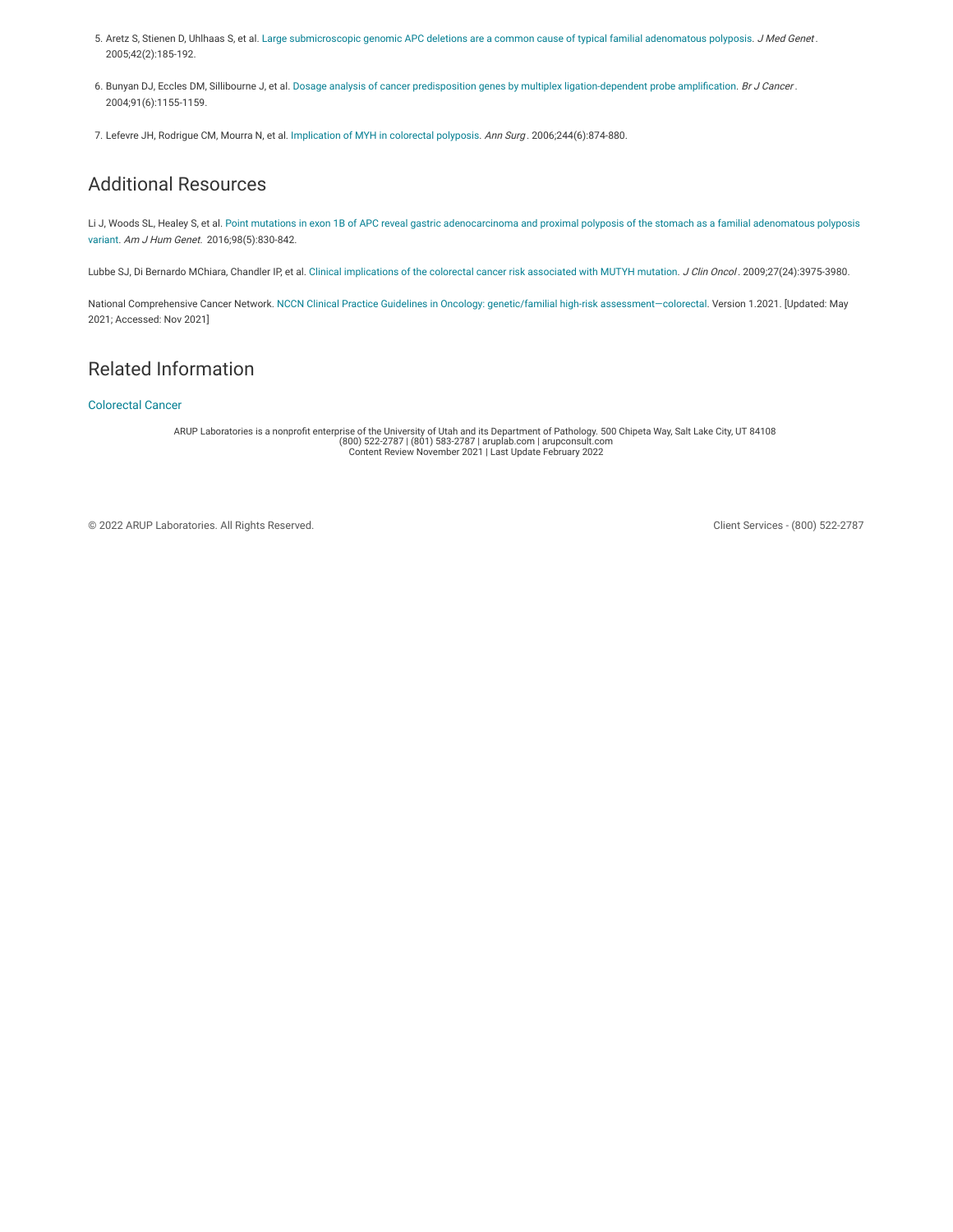5. Aretz S, Stienen D, Uhlhaas S, et al. Large submicroscopic genomic APC deletions are a common cause of typical familial adenomatous polyposis. *J Med Genet*. 2005;42(2):185-192.

6. Bunyan DJ, Eccles DM, Sillibourne J, et al. Dosage analysis of cancer predisposition genes by multiplex ligation-dependent probe amplification. *Br J Cancer*. 2004;91(6):1155-1159.

7. Lefevre JH, Rodrigue CM, Mourra N, et al. Implication of MYH in colorectal polyposis. *Ann Surg*. 2006;244(6):874-880.

## Additional Resources

Li J, Woods SL, Healey S, et al. Point mutations in exon 1B of APC reveal gastric adenocarcinoma and proximal polyposis of the stomach as a familial adenomatous polyposis variant. *Am J Hum Genet.* 2016;98(5):830-842.

Lubbe SJ, Di Bernardo MChiara, Chandler IP, et al. Clinical implications of the colorectal cancer risk associated with MUTYH mutation. *J Clin Oncol*. 2009;27(24):3975-3980.

National Comprehensive Cancer Network. NCCN Clinical Practice Guidelines in Oncology: genetic/familial high-risk assessment—colorectal. Version 1.2021. [Updated: May 2021; Accessed: Nov 2021]

## Related Information

Colorectal Cancer

ARUP Laboratories is a nonprofit enterprise of the University of Utah and its Department of Pathology. 500 Chipeta Way, Salt Lake City, UT 84108
(800) 522-2787 | (801) 583-2787 | aruplab.com | arupconsult.com
Content Review November 2021 | Last Update February 2022

© 2022 ARUP Laboratories. All Rights Reserved.

Client Services - (800) 522-2787